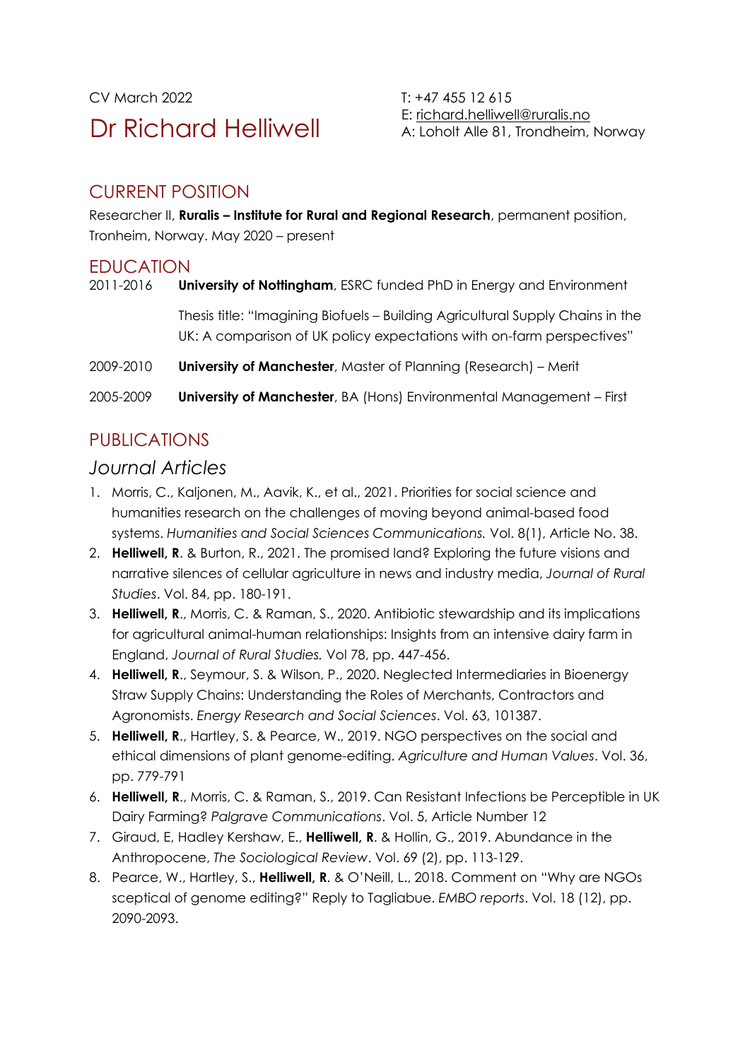CV March 2022

# Dr Richard Helliwell

T: +47 455 12 615
E: richard.helliwell@ruralis.no
A: Loholt Alle 81, Trondheim, Norway

## CURRENT POSITION

Researcher II, **Ruralis – Institute for Rural and Regional Research**, permanent position, Tronheim, Norway. May 2020 – present

## EDUCATION

2011-2016 **University of Nottingham**, ESRC funded PhD in Energy and Environment

Thesis title: "Imagining Biofuels – Building Agricultural Supply Chains in the UK: A comparison of UK policy expectations with on-farm perspectives"

2009-2010 **University of Manchester**, Master of Planning (Research) – Merit

2005-2009 **University of Manchester**, BA (Hons) Environmental Management – First

## PUBLICATIONS

### *Journal Articles*

1. Morris, C., Kaljonen, M., Aavik, K., et al., 2021. Priorities for social science and humanities research on the challenges of moving beyond animal-based food systems. *Humanities and Social Sciences Communications.* Vol. 8(1), Article No. 38.
2. **Helliwell, R**. & Burton, R., 2021. The promised land? Exploring the future visions and narrative silences of cellular agriculture in news and industry media, *Journal of Rural Studies*. Vol. 84, pp. 180-191.
3. **Helliwell, R**., Morris, C. & Raman, S., 2020. Antibiotic stewardship and its implications for agricultural animal-human relationships: Insights from an intensive dairy farm in England, *Journal of Rural Studies.* Vol 78, pp. 447-456.
4. **Helliwell, R**., Seymour, S. & Wilson, P., 2020. Neglected Intermediaries in Bioenergy Straw Supply Chains: Understanding the Roles of Merchants, Contractors and Agronomists. *Energy Research and Social Sciences*. Vol. 63, 101387.
5. **Helliwell, R**., Hartley, S. & Pearce, W., 2019. NGO perspectives on the social and ethical dimensions of plant genome-editing. *Agriculture and Human Values*. Vol. 36, pp. 779-791
6. **Helliwell, R**., Morris, C. & Raman, S., 2019. Can Resistant Infections be Perceptible in UK Dairy Farming? *Palgrave Communications*. Vol. 5, Article Number 12
7. Giraud, E, Hadley Kershaw, E., **Helliwell, R**. & Hollin, G., 2019. Abundance in the Anthropocene, *The Sociological Review*. Vol. 69 (2), pp. 113-129.
8. Pearce, W., Hartley, S., **Helliwell, R**. & O'Neill, L., 2018. Comment on "Why are NGOs sceptical of genome editing?" Reply to Tagliabue. *EMBO reports*. Vol. 18 (12), pp. 2090-2093.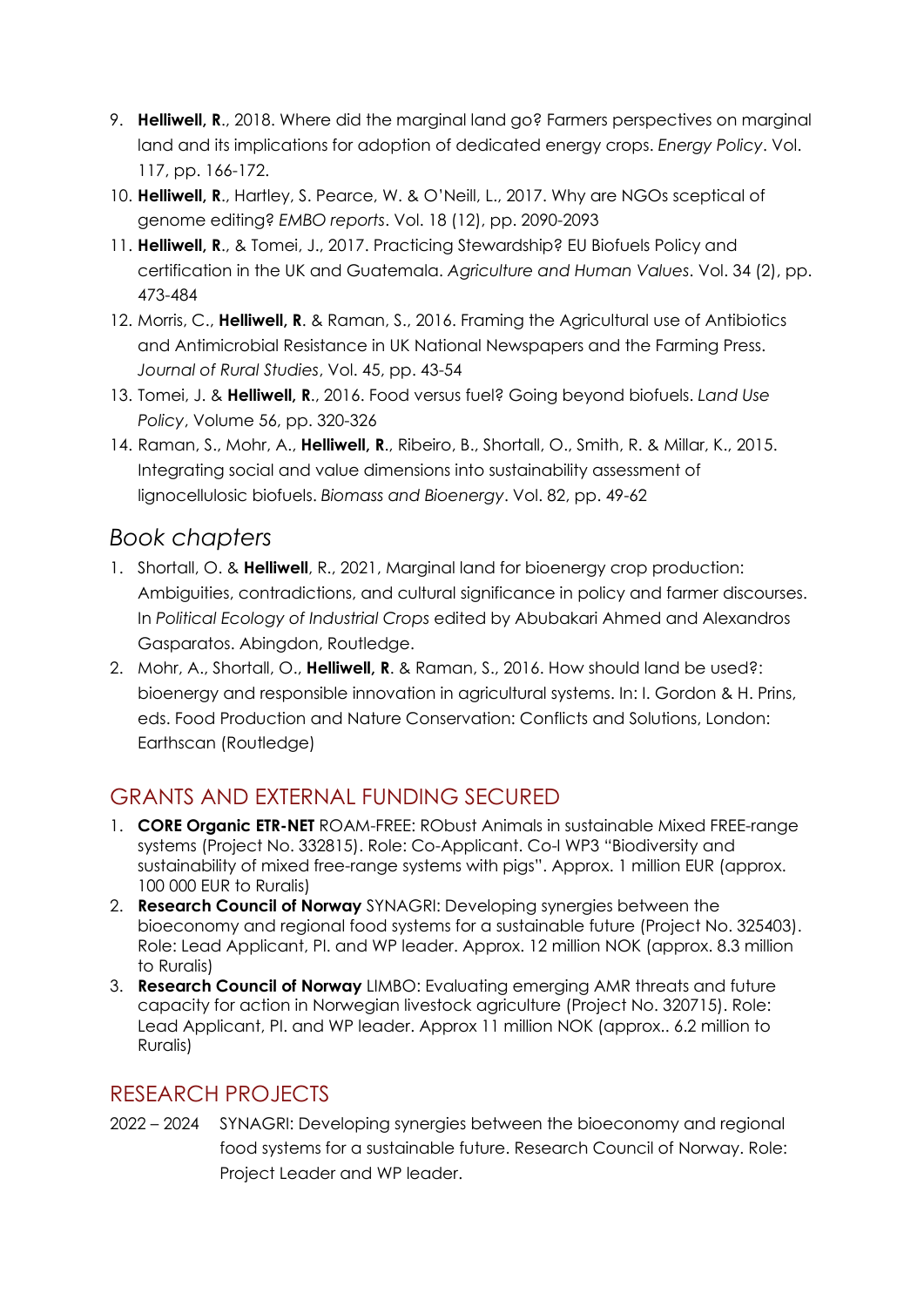9. **Helliwell, R**., 2018. Where did the marginal land go? Farmers perspectives on marginal land and its implications for adoption of dedicated energy crops. *Energy Policy*. Vol. 117, pp. 166-172.
10. **Helliwell, R**., Hartley, S. Pearce, W. & O'Neill, L., 2017. Why are NGOs sceptical of genome editing? *EMBO reports*. Vol. 18 (12), pp. 2090-2093
11. **Helliwell, R**., & Tomei, J., 2017. Practicing Stewardship? EU Biofuels Policy and certification in the UK and Guatemala. *Agriculture and Human Values*. Vol. 34 (2), pp. 473-484
12. Morris, C., **Helliwell, R**. & Raman, S., 2016. Framing the Agricultural use of Antibiotics and Antimicrobial Resistance in UK National Newspapers and the Farming Press. *Journal of Rural Studies*, Vol. 45, pp. 43-54
13. Tomei, J. & **Helliwell, R**., 2016. Food versus fuel? Going beyond biofuels. *Land Use Policy*, Volume 56, pp. 320-326
14. Raman, S., Mohr, A., **Helliwell, R**., Ribeiro, B., Shortall, O., Smith, R. & Millar, K., 2015. Integrating social and value dimensions into sustainability assessment of lignocellulosic biofuels. *Biomass and Bioenergy*. Vol. 82, pp. 49-62

## *Book chapters*

1. Shortall, O. & **Helliwell**, R., 2021, Marginal land for bioenergy crop production: Ambiguities, contradictions, and cultural significance in policy and farmer discourses. In *Political Ecology of Industrial Crops* edited by Abubakari Ahmed and Alexandros Gasparatos. Abingdon, Routledge.
2. Mohr, A., Shortall, O., **Helliwell, R**. & Raman, S., 2016. How should land be used?: bioenergy and responsible innovation in agricultural systems. In: I. Gordon & H. Prins, eds. Food Production and Nature Conservation: Conflicts and Solutions, London: Earthscan (Routledge)

## GRANTS AND EXTERNAL FUNDING SECURED

1. **CORE Organic ETR-NET** ROAM-FREE: RObust Animals in sustainable Mixed FREE-range systems (Project No. 332815). Role: Co-Applicant. Co-I WP3 "Biodiversity and sustainability of mixed free-range systems with pigs". Approx. 1 million EUR (approx. 100 000 EUR to Ruralis)
2. **Research Council of Norway** SYNAGRI: Developing synergies between the bioeconomy and regional food systems for a sustainable future (Project No. 325403). Role: Lead Applicant, PI. and WP leader. Approx. 12 million NOK (approx. 8.3 million to Ruralis)
3. **Research Council of Norway** LIMBO: Evaluating emerging AMR threats and future capacity for action in Norwegian livestock agriculture (Project No. 320715). Role: Lead Applicant, PI. and WP leader. Approx 11 million NOK (approx.. 6.2 million to Ruralis)

## RESEARCH PROJECTS

2022 – 2024 SYNAGRI: Developing synergies between the bioeconomy and regional food systems for a sustainable future. Research Council of Norway. Role: Project Leader and WP leader.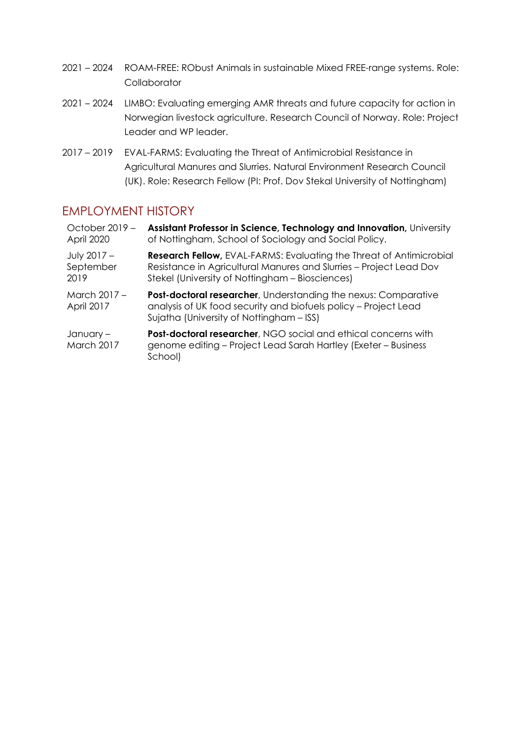2021 – 2024 ROAM-FREE: RObust Animals in sustainable Mixed FREE-range systems. Role: Collaborator

2021 – 2024 LIMBO: Evaluating emerging AMR threats and future capacity for action in Norwegian livestock agriculture. Research Council of Norway. Role: Project Leader and WP leader.

2017 – 2019 EVAL-FARMS: Evaluating the Threat of Antimicrobial Resistance in Agricultural Manures and Slurries. Natural Environment Research Council (UK). Role: Research Fellow (PI: Prof. Dov Stekal University of Nottingham)

## EMPLOYMENT HISTORY

| | |
|---|---|
| October 2019 – April 2020 | **Assistant Professor in Science, Technology and Innovation,** University of Nottingham, School of Sociology and Social Policy. |
| July 2017 – September 2019 | **Research Fellow,** EVAL-FARMS: Evaluating the Threat of Antimicrobial Resistance in Agricultural Manures and Slurries – Project Lead Dov Stekel (University of Nottingham – Biosciences) |
| March 2017 – April 2017 | **Post-doctoral researcher**, Understanding the nexus: Comparative analysis of UK food security and biofuels policy – Project Lead Sujatha (University of Nottingham – ISS) |
| January – March 2017 | **Post-doctoral researcher**, NGO social and ethical concerns with genome editing – Project Lead Sarah Hartley (Exeter – Business School) |